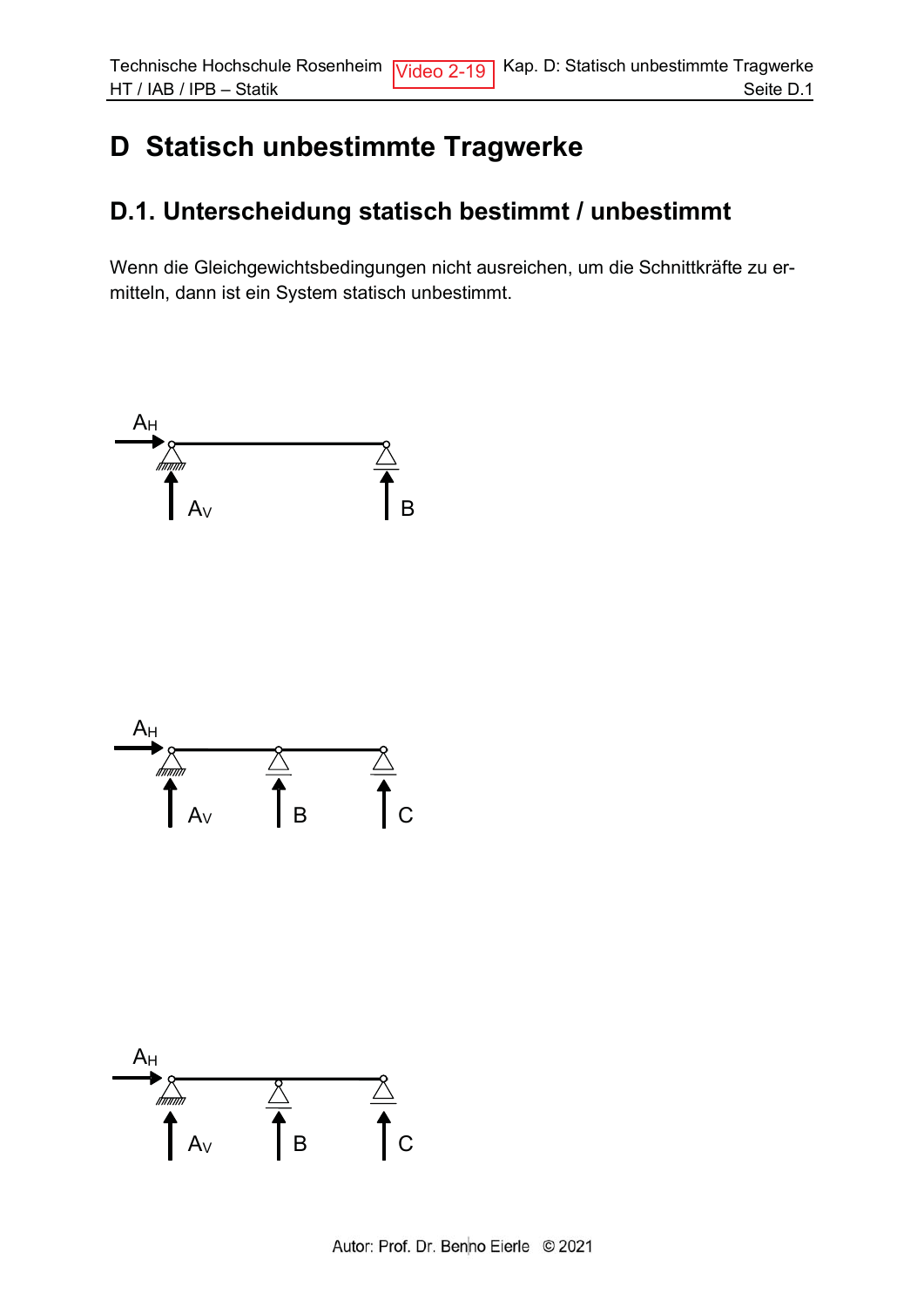# D Statisch unbestimmte Tragwerke

## D.1. Unterscheidung statisch bestimmt / unbestimmt

Wenn die Gleichgewichtsbedingungen nicht ausreichen, um die Schnittkräfte zu ermitteln, dann ist ein System statisch unbestimmt.

$A_H$

$A_V$ B

$A_H$

$A_V$ B C

$A_H$

$A_V$ B C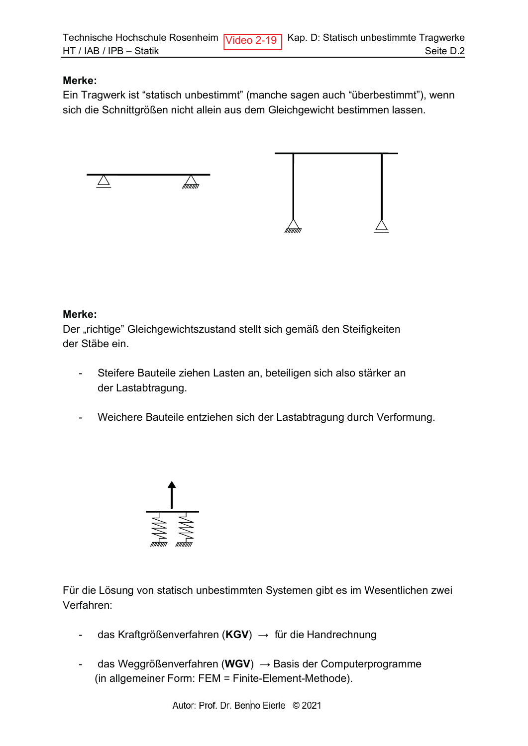**Merke:**
Ein Tragwerk ist “statisch unbestimmt” (manche sagen auch “überbestimmt”), wenn sich die Schnittgrößen nicht allein aus dem Gleichgewicht bestimmen lassen.

**Merke:**
Der „richtige” Gleichgewichtszustand stellt sich gemäß den Steifigkeiten der Stäbe ein.

- Steifere Bauteile ziehen Lasten an, beteiligen sich also stärker an der Lastabtragung.
- Weichere Bauteile entziehen sich der Lastabtragung durch Verformung.

Für die Lösung von statisch unbestimmten Systemen gibt es im Wesentlichen zwei Verfahren:

- das Kraftgrößenverfahren (**KGV**) → für die Handrechnung
- das Weggrößenverfahren (**WGV**) → Basis der Computerprogramme (in allgemeiner Form: FEM = Finite-Element-Methode).

Autor: Prof. Dr. Benno Eierle © 2021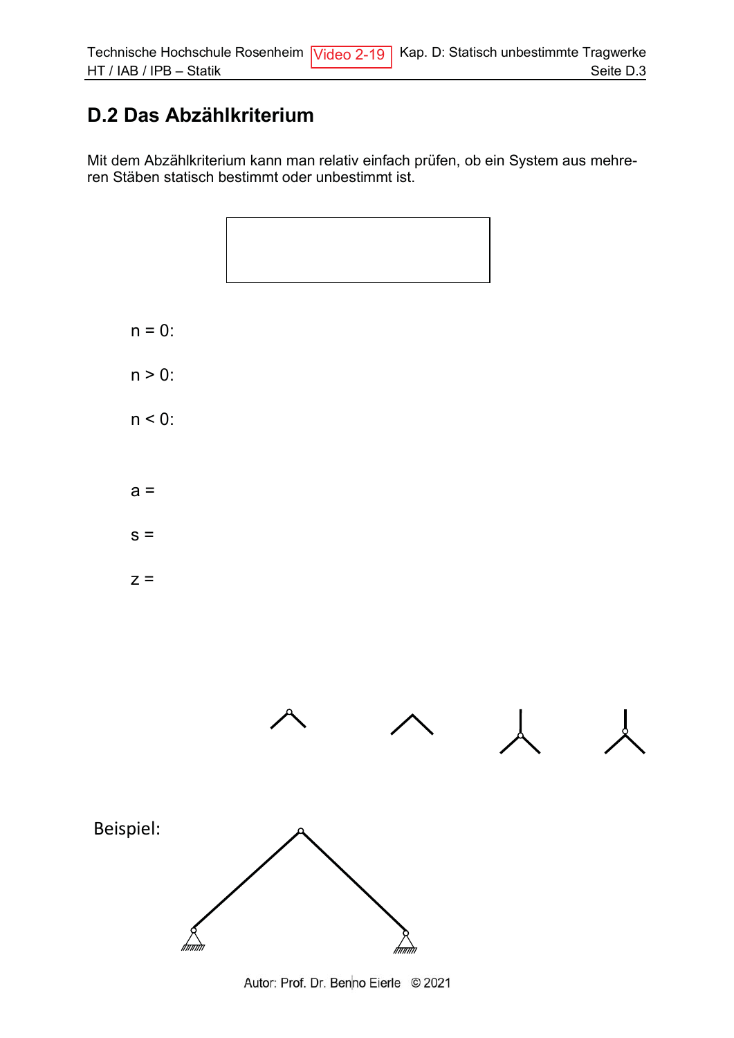## D.2 Das Abzählkriterium

Mit dem Abzählkriterium kann man relativ einfach prüfen, ob ein System aus mehreren Stäben statisch bestimmt oder unbestimmt ist.

n = 0:

n > 0:

n < 0:

a =

s =

z =

Beispiel: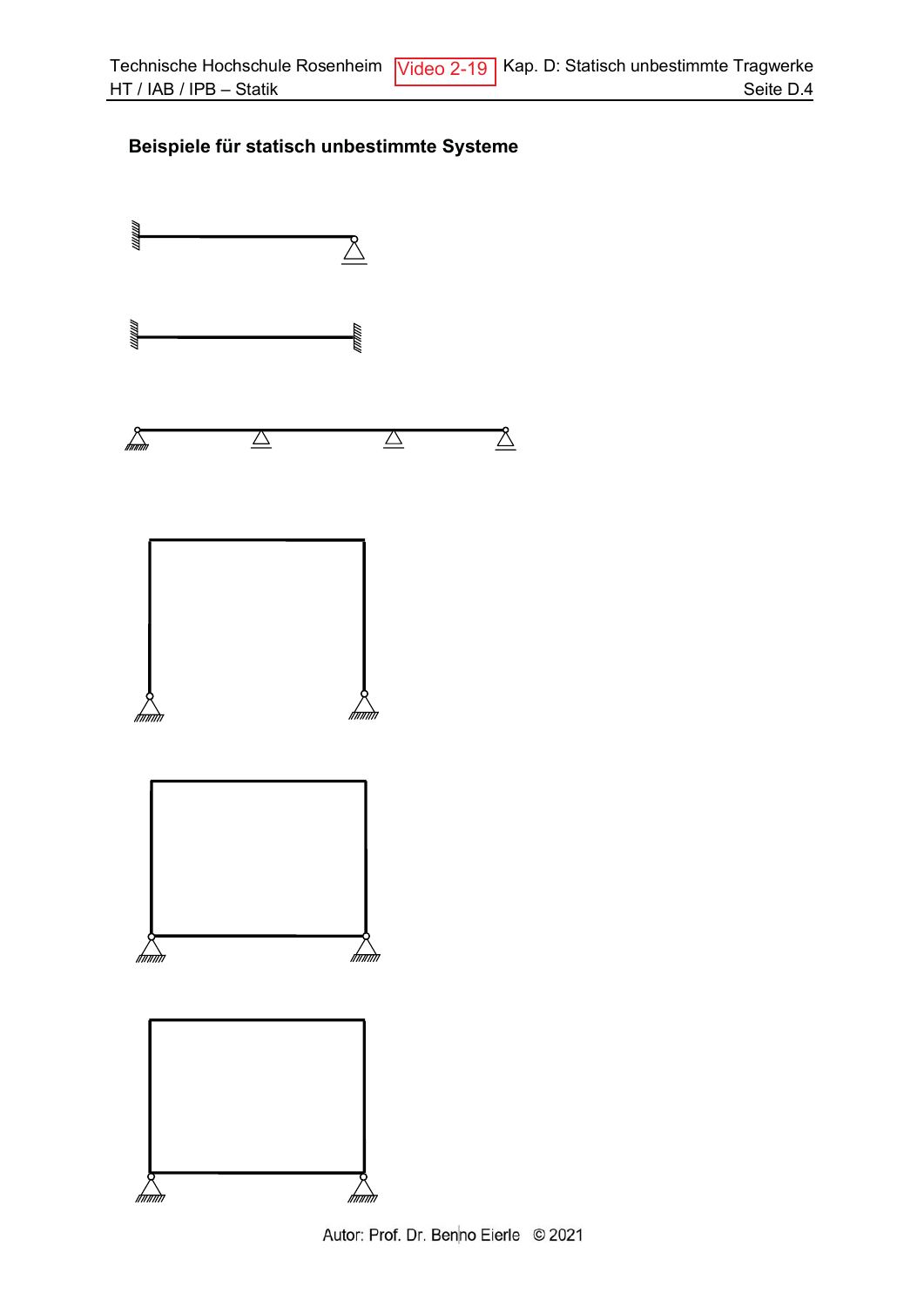**Beispiele für statisch unbestimmte Systeme**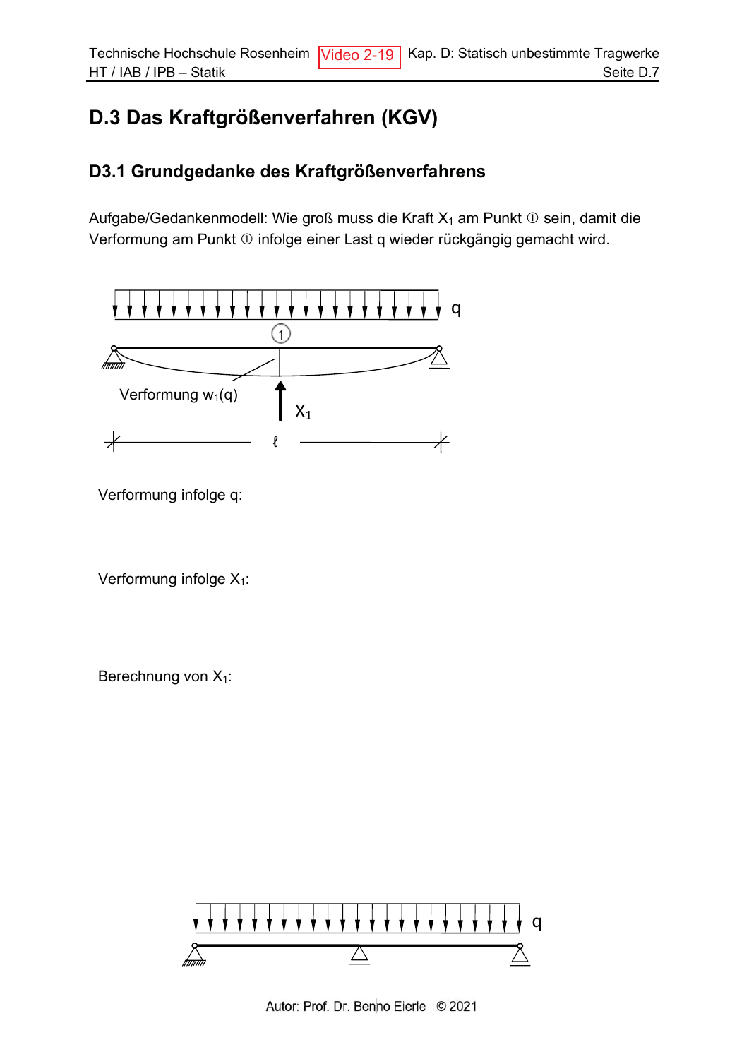# D.3 Das Kraftgrößenverfahren (KGV)

## D3.1 Grundgedanke des Kraftgrößenverfahrens

Aufgabe/Gedankenmodell: Wie groß muss die Kraft $X_1$ am Punkt ① sein, damit die Verformung am Punkt ① infolge einer Last q wieder rückgängig gemacht wird.

q

①

Verformung $w_1(q)$

$X_1$

ℓ

Verformung infolge q:

Verformung infolge $X_1$:

Berechnung von $X_1$:

q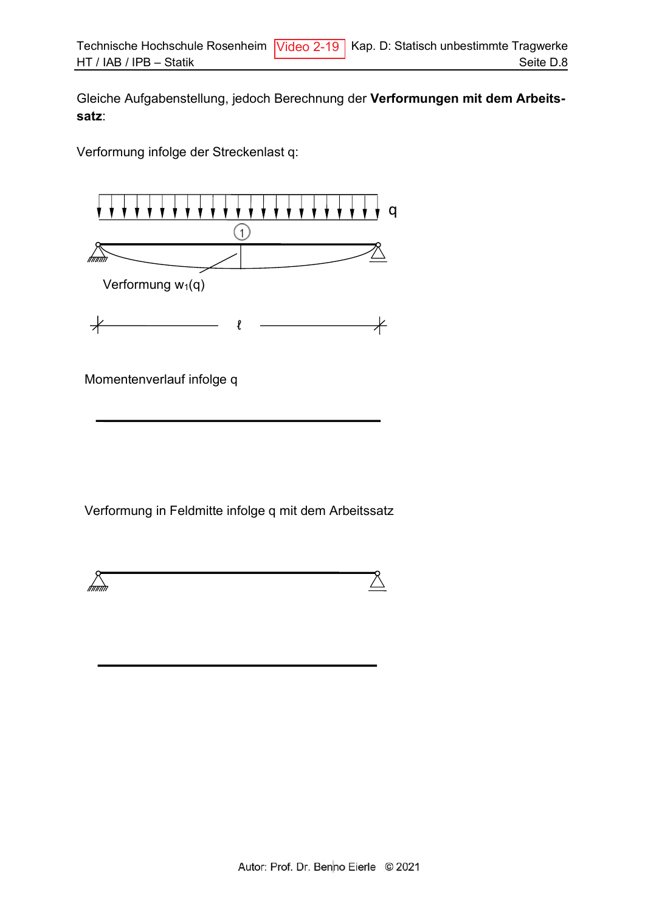Gleiche Aufgabenstellung, jedoch Berechnung der **Verformungen mit dem Arbeitssatz**:

Verformung infolge der Streckenlast q:

q

1

Verformung $w_1(q)$

$\ell$

Momentenverlauf infolge q

Verformung in Feldmitte infolge q mit dem Arbeitssatz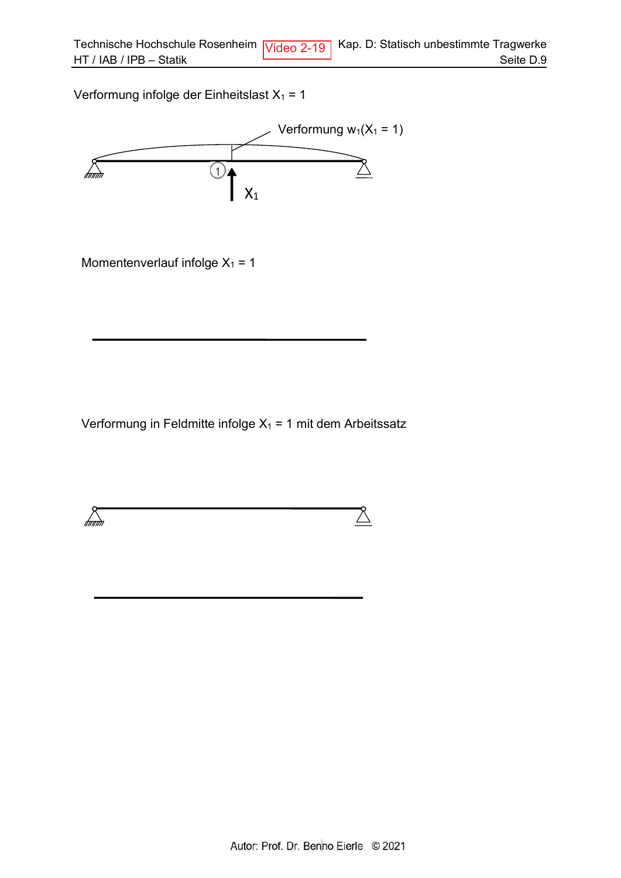Verformung infolge der Einheitslast $X_1 = 1$

Verformung $w_1(X_1 = 1)$

$X_1$

Momentenverlauf infolge $X_1 = 1$

Verformung in Feldmitte infolge $X_1 = 1$ mit dem Arbeitssatz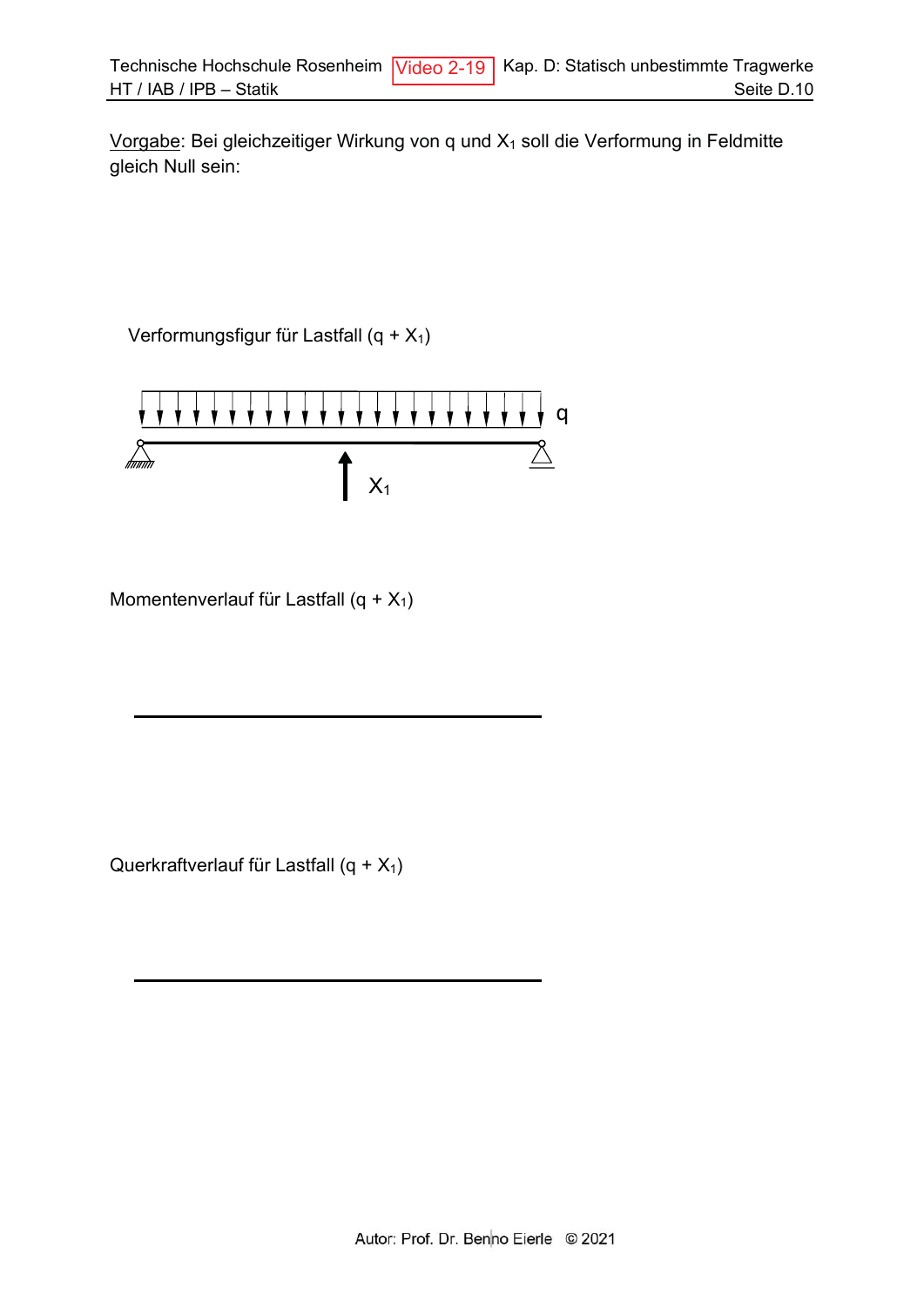Vorgabe: Bei gleichzeitiger Wirkung von q und $X_1$ soll die Verformung in Feldmitte gleich Null sein:

Verformungsfigur für Lastfall ($q + X_1$)

q

$X_1$

Momentenverlauf für Lastfall ($q + X_1$)

Querkraftverlauf für Lastfall ($q + X_1$)